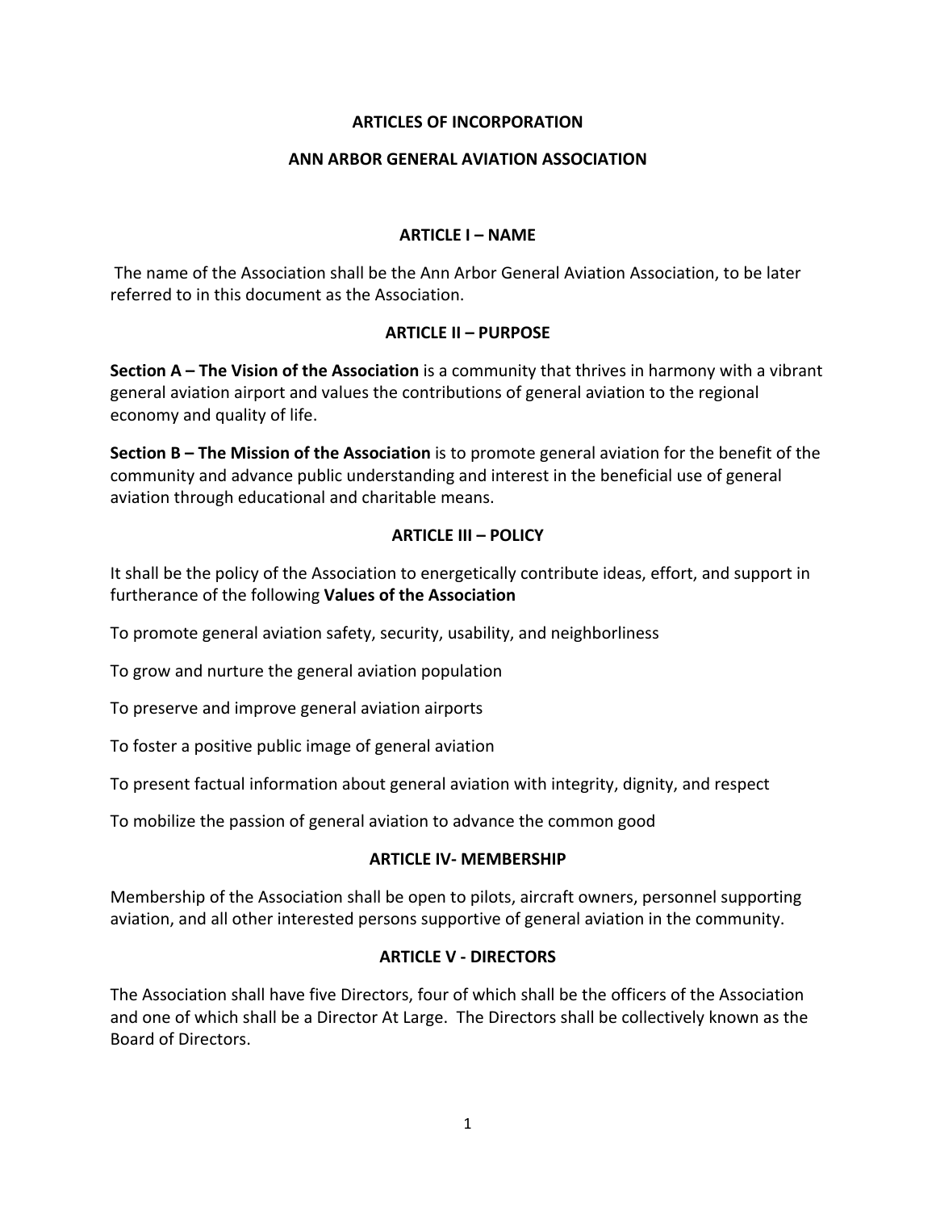# ARTICLES OF INCORPORATION

# ANN ARBOR GENERAL AVIATION ASSOCIATION

## ARTICLE I – NAME

The name of the Association shall be the Ann Arbor General Aviation Association, to be later referred to in this document as the Association.

## ARTICLE II – PURPOSE

**Section A – The Vision of the Association** is a community that thrives in harmony with a vibrant general aviation airport and values the contributions of general aviation to the regional economy and quality of life.

**Section B – The Mission of the Association** is to promote general aviation for the benefit of the community and advance public understanding and interest in the beneficial use of general aviation through educational and charitable means.

## ARTICLE III – POLICY

It shall be the policy of the Association to energetically contribute ideas, effort, and support in furtherance of the following **Values of the Association**

To promote general aviation safety, security, usability, and neighborliness

To grow and nurture the general aviation population

To preserve and improve general aviation airports

To foster a positive public image of general aviation

To present factual information about general aviation with integrity, dignity, and respect

To mobilize the passion of general aviation to advance the common good

## ARTICLE IV- MEMBERSHIP

Membership of the Association shall be open to pilots, aircraft owners, personnel supporting aviation, and all other interested persons supportive of general aviation in the community.

## ARTICLE V - DIRECTORS

The Association shall have five Directors, four of which shall be the officers of the Association and one of which shall be a Director At Large. The Directors shall be collectively known as the Board of Directors.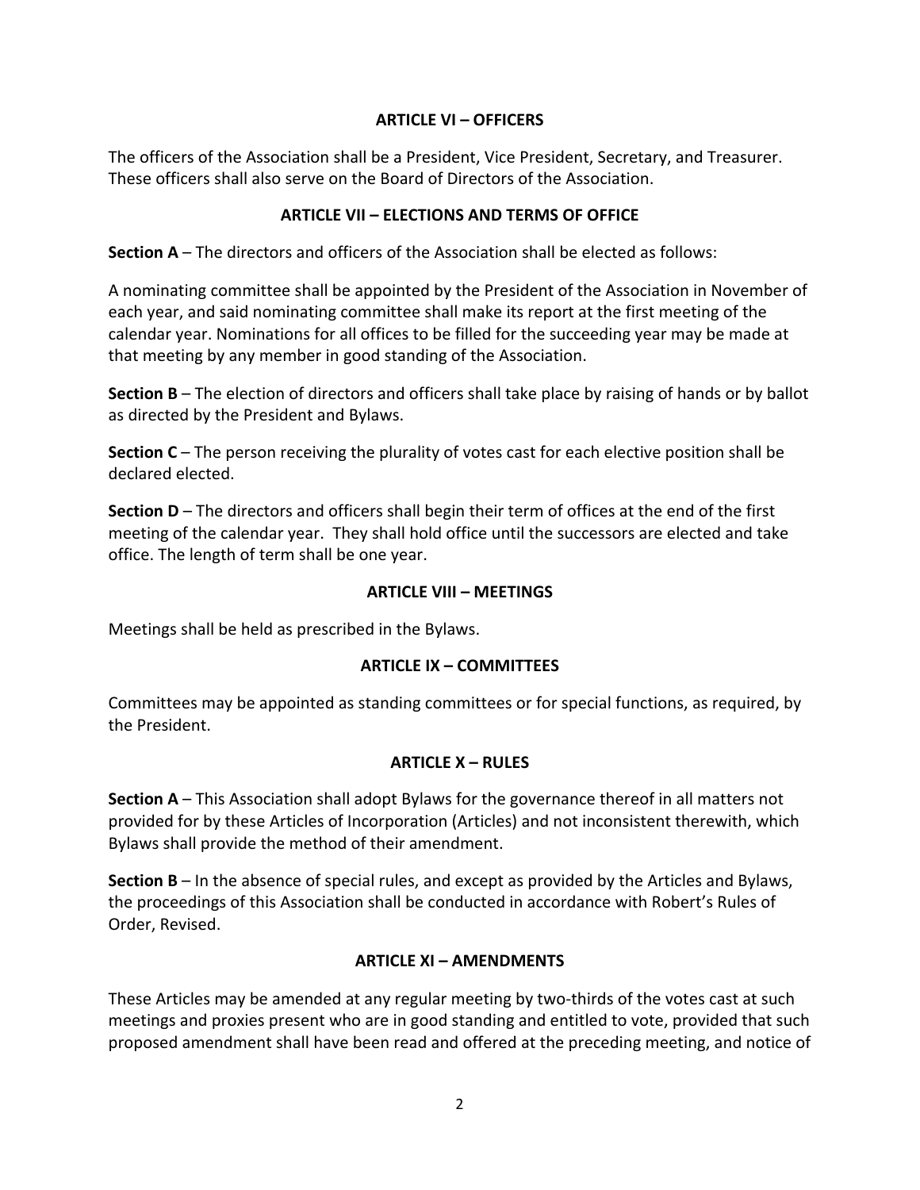## ARTICLE VI – OFFICERS

The officers of the Association shall be a President, Vice President, Secretary, and Treasurer. These officers shall also serve on the Board of Directors of the Association.

## ARTICLE VII – ELECTIONS AND TERMS OF OFFICE

**Section A** – The directors and officers of the Association shall be elected as follows:

A nominating committee shall be appointed by the President of the Association in November of each year, and said nominating committee shall make its report at the first meeting of the calendar year. Nominations for all offices to be filled for the succeeding year may be made at that meeting by any member in good standing of the Association.

**Section B** – The election of directors and officers shall take place by raising of hands or by ballot as directed by the President and Bylaws.

**Section C** – The person receiving the plurality of votes cast for each elective position shall be declared elected.

**Section D** – The directors and officers shall begin their term of offices at the end of the first meeting of the calendar year. They shall hold office until the successors are elected and take office. The length of term shall be one year.

## ARTICLE VIII – MEETINGS

Meetings shall be held as prescribed in the Bylaws.

## ARTICLE IX – COMMITTEES

Committees may be appointed as standing committees or for special functions, as required, by the President.

## ARTICLE X – RULES

**Section A** – This Association shall adopt Bylaws for the governance thereof in all matters not provided for by these Articles of Incorporation (Articles) and not inconsistent therewith, which Bylaws shall provide the method of their amendment.

**Section B** – In the absence of special rules, and except as provided by the Articles and Bylaws, the proceedings of this Association shall be conducted in accordance with Robert's Rules of Order, Revised.

## ARTICLE XI – AMENDMENTS

These Articles may be amended at any regular meeting by two-thirds of the votes cast at such meetings and proxies present who are in good standing and entitled to vote, provided that such proposed amendment shall have been read and offered at the preceding meeting, and notice of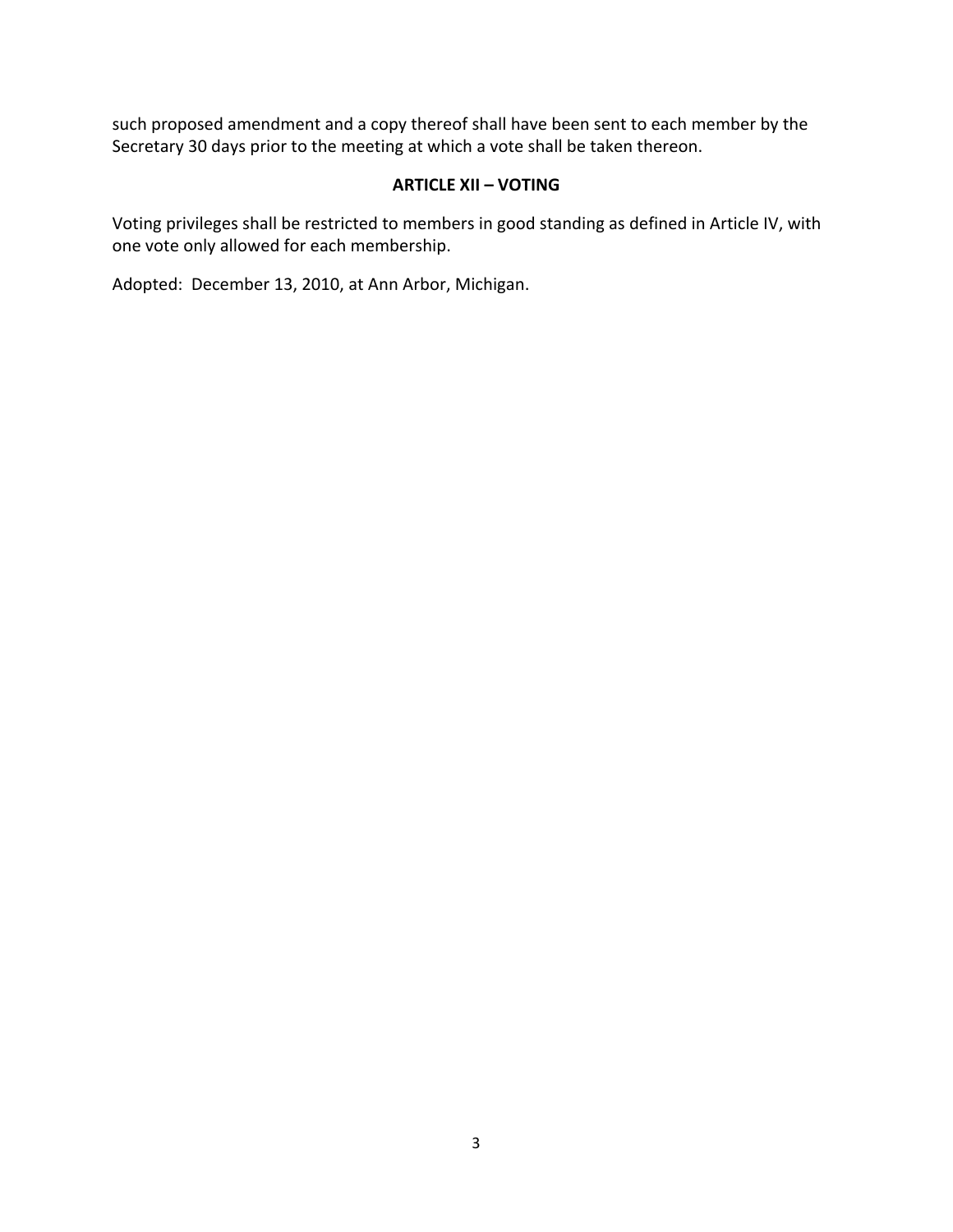such proposed amendment and a copy thereof shall have been sent to each member by the Secretary 30 days prior to the meeting at which a vote shall be taken thereon.

## ARTICLE XII – VOTING

Voting privileges shall be restricted to members in good standing as defined in Article IV, with one vote only allowed for each membership.

Adopted: December 13, 2010, at Ann Arbor, Michigan.